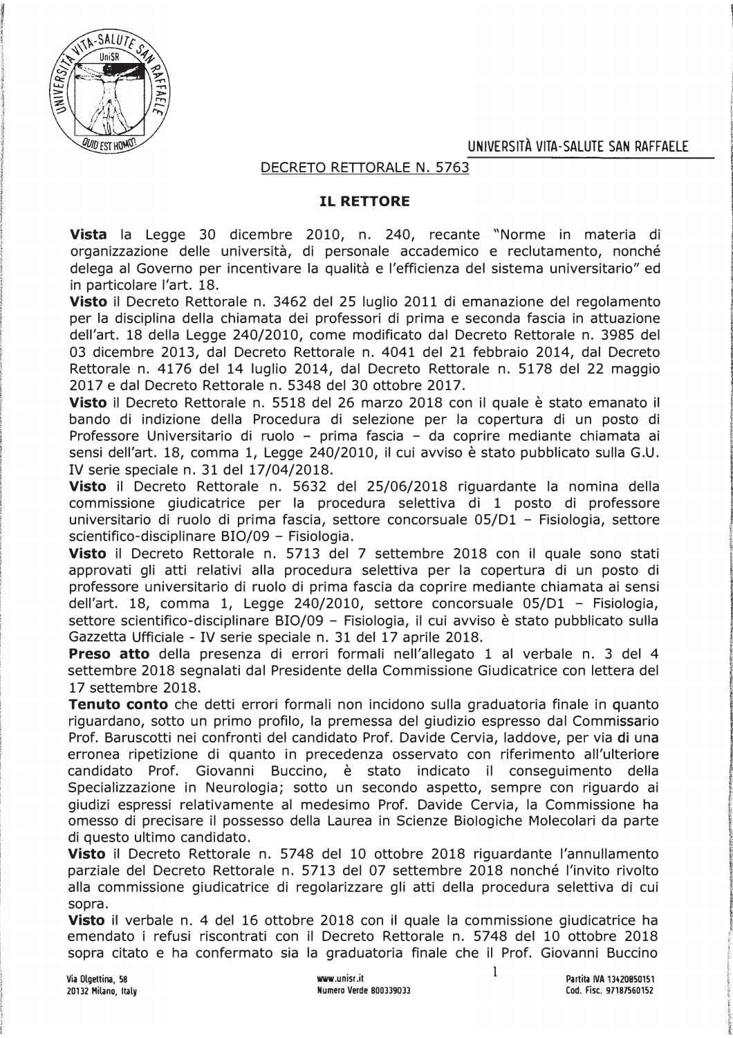UNIVERSITÀ VITA-SALUTE SAN RAFFAELE

DECRETO RETTORALE N. 5763

## IL RETTORE

**Vista** la Legge 30 dicembre 2010, n. 240, recante "Norme in materia di organizzazione delle università, di personale accademico e reclutamento, nonché delega al Governo per incentivare la qualità e l'efficienza del sistema universitario" ed in particolare l'art. 18.

**Visto** il Decreto Rettorale n. 3462 del 25 luglio 2011 di emanazione del regolamento per la disciplina della chiamata dei professori di prima e seconda fascia in attuazione dell'art. 18 della Legge 240/2010, come modificato dal Decreto Rettorale n. 3985 del 03 dicembre 2013, dal Decreto Rettorale n. 4041 del 21 febbraio 2014, dal Decreto Rettorale n. 4176 del 14 luglio 2014, dal Decreto Rettorale n. 5178 del 22 maggio 2017 e dal Decreto Rettorale n. 5348 del 30 ottobre 2017.

**Visto** il Decreto Rettorale n. 5518 del 26 marzo 2018 con il quale è stato emanato il bando di indizione della Procedura di selezione per la copertura di un posto di Professore Universitario di ruolo – prima fascia – da coprire mediante chiamata ai sensi dell'art. 18, comma 1, Legge 240/2010, il cui avviso è stato pubblicato sulla G.U. IV serie speciale n. 31 del 17/04/2018.

**Visto** il Decreto Rettorale n. 5632 del 25/06/2018 riguardante la nomina della commissione giudicatrice per la procedura selettiva di 1 posto di professore universitario di ruolo di prima fascia, settore concorsuale 05/D1 – Fisiologia, settore scientifico-disciplinare BIO/09 – Fisiologia.

**Visto** il Decreto Rettorale n. 5713 del 7 settembre 2018 con il quale sono stati approvati gli atti relativi alla procedura selettiva per la copertura di un posto di professore universitario di ruolo di prima fascia da coprire mediante chiamata ai sensi dell'art. 18, comma 1, Legge 240/2010, settore concorsuale 05/D1 – Fisiologia, settore scientifico-disciplinare BIO/09 – Fisiologia, il cui avviso è stato pubblicato sulla Gazzetta Ufficiale - IV serie speciale n. 31 del 17 aprile 2018.

**Preso atto** della presenza di errori formali nell'allegato 1 al verbale n. 3 del 4 settembre 2018 segnalati dal Presidente della Commissione Giudicatrice con lettera del 17 settembre 2018.

**Tenuto conto** che detti errori formali non incidono sulla graduatoria finale in quanto riguardano, sotto un primo profilo, la premessa del giudizio espresso dal Commissario Prof. Baruscotti nei confronti del candidato Prof. Davide Cervia, laddove, per via di una erronea ripetizione di quanto in precedenza osservato con riferimento all'ulteriore candidato Prof. Giovanni Buccino, è stato indicato il conseguimento della Specializzazione in Neurologia; sotto un secondo aspetto, sempre con riguardo ai giudizi espressi relativamente al medesimo Prof. Davide Cervia, la Commissione ha omesso di precisare il possesso della Laurea in Scienze Biologiche Molecolari da parte di questo ultimo candidato.

**Visto** il Decreto Rettorale n. 5748 del 10 ottobre 2018 riguardante l'annullamento parziale del Decreto Rettorale n. 5713 del 07 settembre 2018 nonché l'invito rivolto alla commissione giudicatrice di regolarizzare gli atti della procedura selettiva di cui sopra.

**Visto** il verbale n. 4 del 16 ottobre 2018 con il quale la commissione giudicatrice ha emendato i refusi riscontrati con il Decreto Rettorale n. 5748 del 10 ottobre 2018 sopra citato e ha confermato sia la graduatoria finale che il Prof. Giovanni Buccino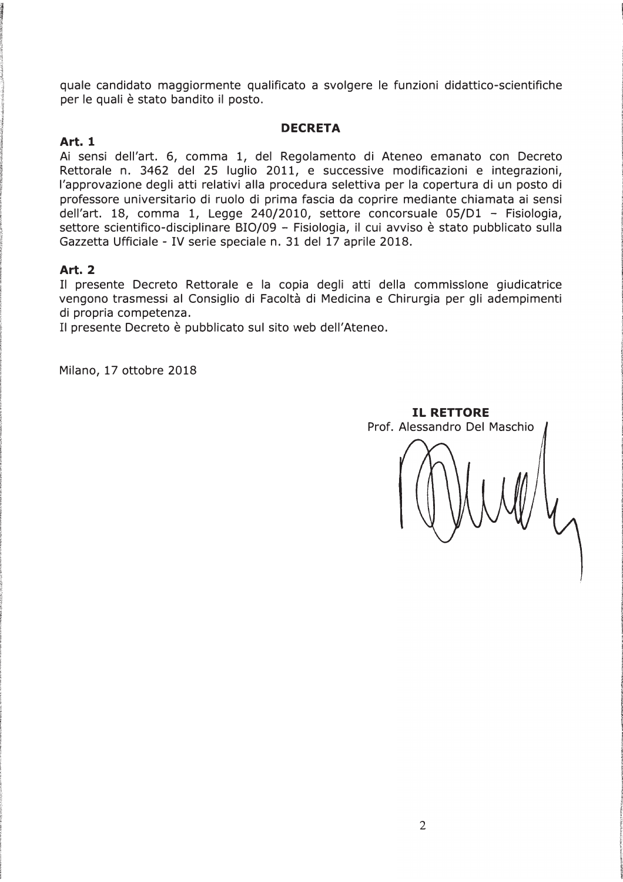quale candidato maggiormente qualificato a svolgere le funzioni didattico-scientifiche per le quali è stato bandito il posto.

**DECRETA**

**Art. 1**

Ai sensi dell'art. 6, comma 1, del Regolamento di Ateneo emanato con Decreto Rettorale n. 3462 del 25 luglio 2011, e successive modificazioni e integrazioni, l'approvazione degli atti relativi alla procedura selettiva per la copertura di un posto di professore universitario di ruolo di prima fascia da coprire mediante chiamata ai sensi dell'art. 18, comma 1, Legge 240/2010, settore concorsuale 05/D1 – Fisiologia, settore scientifico-disciplinare BIO/09 – Fisiologia, il cui avviso è stato pubblicato sulla Gazzetta Ufficiale - IV serie speciale n. 31 del 17 aprile 2018.

**Art. 2**

Il presente Decreto Rettorale e la copia degli atti della commissione giudicatrice vengono trasmessi al Consiglio di Facoltà di Medicina e Chirurgia per gli adempimenti di propria competenza.
Il presente Decreto è pubblicato sul sito web dell'Ateneo.

Milano, 17 ottobre 2018

**IL RETTORE**
Prof. Alessandro Del Maschio